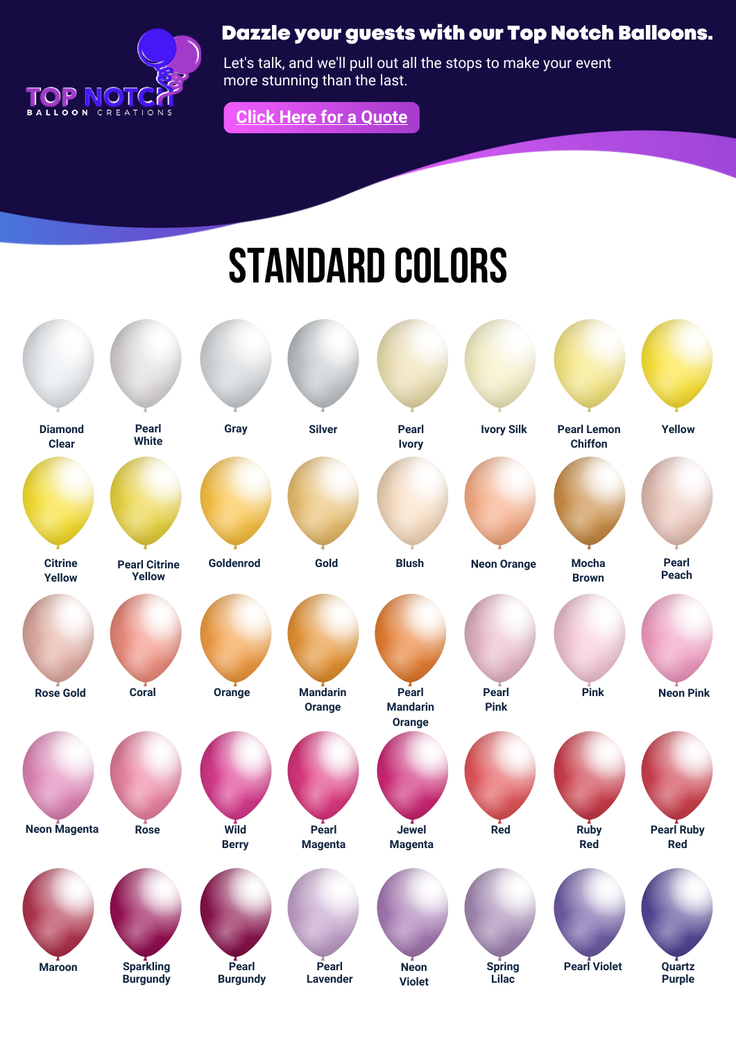TOP NOTCH BALLOON CREATIONS

**Dazzle your guests with our Top Notch Balloons.**

Let's talk, and we'll pull out all the stops to make your event more stunning than the last.

Click Here for a Quote

# STANDARD COLORS

| | | | | | | | |
|---|---|---|---|---|---|---|---|
| Diamond Clear | Pearl White | Gray | Silver | Pearl Ivory | Ivory Silk | Pearl Lemon Chiffon | Yellow |
| Citrine Yellow | Pearl Citrine Yellow | Goldenrod | Gold | Blush | Neon Orange | Mocha Brown | Pearl Peach |
| Rose Gold | Coral | Orange | Mandarin Orange | Pearl Mandarin Orange | Pearl Pink | Pink | Neon Pink |
| Neon Magenta | Rose | Wild Berry | Pearl Magenta | Jewel Magenta | Red | Ruby Red | Pearl Ruby Red |
| Maroon | Sparkling Burgundy | Pearl Burgundy | Pearl Lavender | Neon Violet | Spring Lilac | Pearl Violet | Quartz Purple |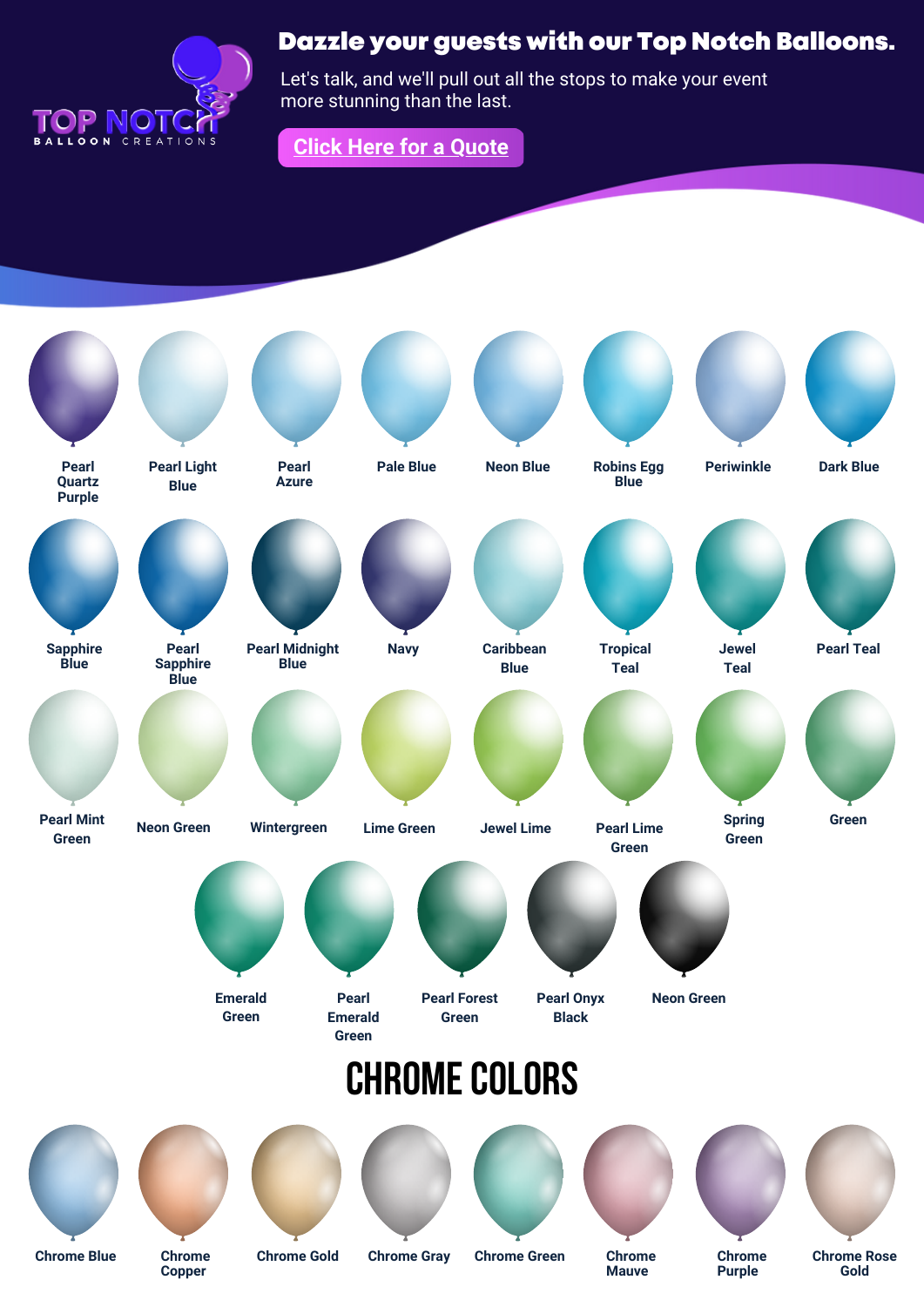# Dazzle your guests with our Top Notch Balloons.

Let's talk, and we'll pull out all the stops to make your event more stunning than the last.

Click Here for a Quote

Pearl Quartz Purple

Pearl Light Blue

Pearl Azure

Pale Blue

Neon Blue

Robins Egg Blue

Periwinkle

Dark Blue

Sapphire Blue

Pearl Sapphire Blue

Pearl Midnight Blue

Navy

Caribbean Blue

Tropical Teal

Jewel Teal

Pearl Teal

Pearl Mint Green

Neon Green

Wintergreen

Lime Green

Jewel Lime

Pearl Lime Green

Spring Green

Green

Emerald Green

Pearl Emerald Green

Pearl Forest Green

Pearl Onyx Black

Neon Green

## CHROME COLORS

Chrome Blue

Chrome Copper

Chrome Gold

Chrome Gray

Chrome Green

Chrome Mauve

Chrome Purple

Chrome Rose Gold